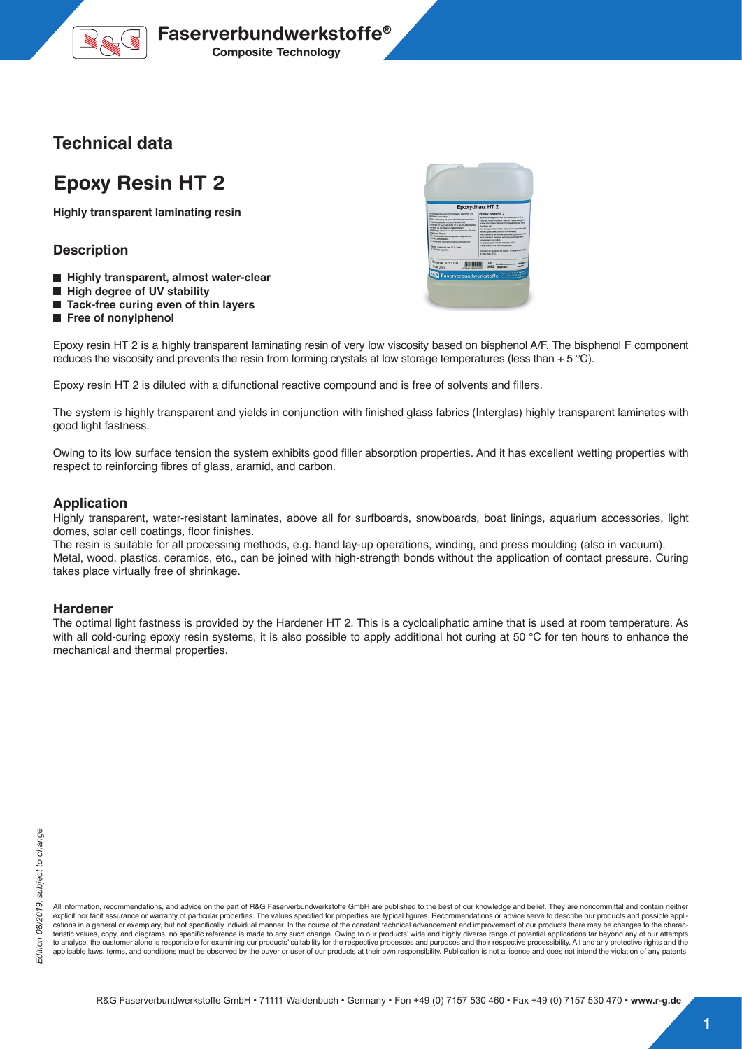## Technical data

# Epoxy Resin HT 2

**Highly transparent laminating resin**

### Description

- **Highly transparent, almost water-clear**
- **High degree of UV stability**
- **Tack-free curing even of thin layers**
- **Free of nonylphenol**

Epoxy resin HT 2 is a highly transparent laminating resin of very low viscosity based on bisphenol A/F. The bisphenol F component reduces the viscosity and prevents the resin from forming crystals at low storage temperatures (less than + 5 °C).

Epoxy resin HT 2 is diluted with a difunctional reactive compound and is free of solvents and fillers.

The system is highly transparent and yields in conjunction with finished glass fabrics (Interglas) highly transparent laminates with good light fastness.

Owing to its low surface tension the system exhibits good filler absorption properties. And it has excellent wetting properties with respect to reinforcing fibres of glass, aramid, and carbon.

### Application

Highly transparent, water-resistant laminates, above all for surfboards, snowboards, boat linings, aquarium accessories, light domes, solar cell coatings, floor finishes.

The resin is suitable for all processing methods, e.g. hand lay-up operations, winding, and press moulding (also in vacuum).

Metal, wood, plastics, ceramics, etc., can be joined with high-strength bonds without the application of contact pressure. Curing takes place virtually free of shrinkage.

### Hardener

The optimal light fastness is provided by the Hardener HT 2. This is a cycloaliphatic amine that is used at room temperature. As with all cold-curing epoxy resin systems, it is also possible to apply additional hot curing at 50 °C for ten hours to enhance the mechanical and thermal properties.

*Edition 08/2019, subject to change*

All information, recommendations, and advice on the part of R&G Faserverbundwerkstoffe GmbH are published to the best of our knowledge and belief. They are noncommittal and contain neither explicit nor tacit assurance or warranty of particular properties. The values specified for properties are typical figures. Recommendations or advice serve to describe our products and possible applications in a general or exemplary, but not specifically individual manner. In the course of the constant technical advancement and improvement of our products there may be changes to the characteristic values, copy, and diagrams; no specific reference is made to any such change. Owing to our products' wide and highly diverse range of potential applications far beyond any of our attempts to analyse, the customer alone is responsible for examining our products' suitability for the respective processes and purposes and their respective processibility. All and any protective rights and the applicable laws, terms, and conditions must be observed by the buyer or user of our products at their own responsibility. Publication is not a licence and does not intend the violation of any patents.

R&G Faserverbundwerkstoffe GmbH • 71111 Waldenbuch • Germany • Fon +49 (0) 7157 530 460 • Fax +49 (0) 7157 530 470 • **www.r-g.de**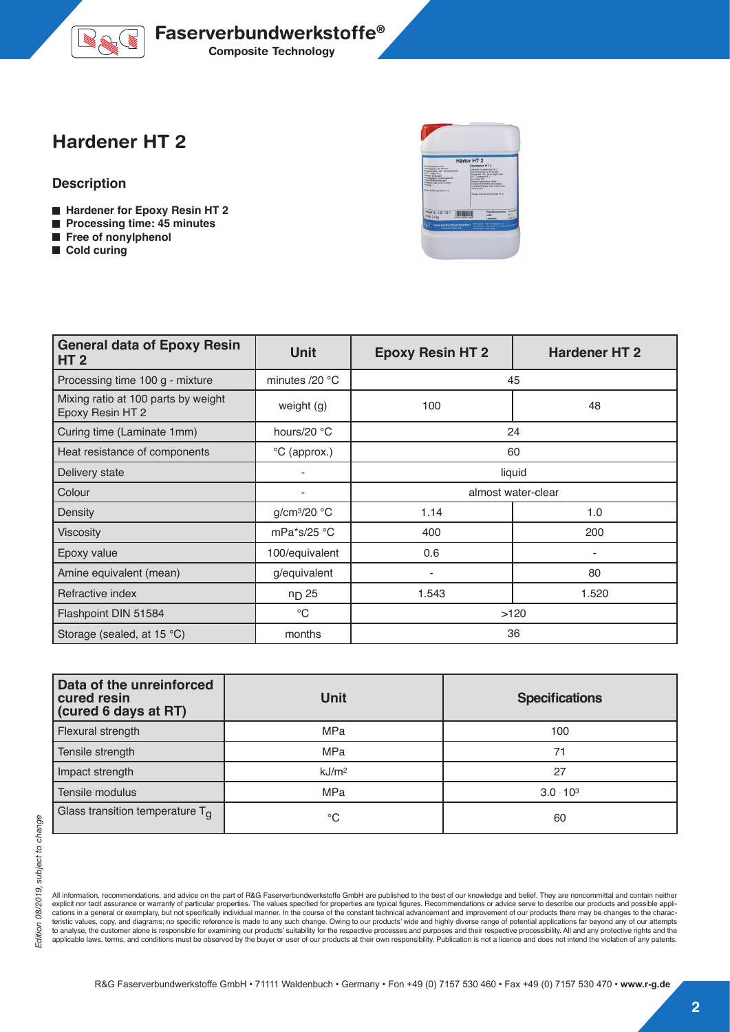# Hardener HT 2

## Description

- **Hardener for Epoxy Resin HT 2**
- **Processing time: 45 minutes**
- **Free of nonylphenol**
- **Cold curing**

| General data of Epoxy Resin HT 2 | Unit | Epoxy Resin HT 2 | Hardener HT 2 |
|---|---|---|---|
| Processing time 100 g - mixture | minutes /20 °C | 45 | |
| Mixing ratio at 100 parts by weight Epoxy Resin HT 2 | weight (g) | 100 | 48 |
| Curing time (Laminate 1mm) | hours/20 °C | 24 | |
| Heat resistance of components | °C (approx.) | 60 | |
| Delivery state | - | liquid | |
| Colour | - | almost water-clear | |
| Density | $g/cm^3$/20 °C | 1.14 | 1.0 |
| Viscosity | mPa*s/25 °C | 400 | 200 |
| Epoxy value | 100/equivalent | 0.6 | - |
| Amine equivalent (mean) | g/equivalent | - | 80 |
| Refractive index | $n_D$ 25 | 1.543 | 1.520 |
| Flashpoint DIN 51584 | °C | >120 | |
| Storage (sealed, at 15 °C) | months | 36 | |

| Data of the unreinforced cured resin (cured 6 days at RT) | Unit | Specifications |
|---|---|---|
| Flexural strength | MPa | 100 |
| Tensile strength | MPa | 71 |
| Impact strength | $kJ/m^2$ | 27 |
| Tensile modulus | MPa | $3.0 \cdot 10^3$ |
| Glass transition temperature $T_g$ | °C | 60 |

*Edition 08/2019, subject to change*

All information, recommendations, and advice on the part of R&G Faserverbundwerkstoffe GmbH are published to the best of our knowledge and belief. They are noncommittal and contain neither explicit nor tacit assurance or warranty of particular properties. The values specified for properties are typical figures. Recommendations or advice serve to describe our products and possible applications in a general or exemplary, but not specifically individual manner. In the course of the constant technical advancement and improvement of our products there may be changes to the characteristic values, copy, and diagrams; no specific reference is made to any such change. Owing to our products' wide and highly diverse range of potential applications far beyond any of our attempts to analyse, the customer alone is responsible for examining our products' suitability for the respective processes and purposes and their respective processibility. All and any protective rights and the applicable laws, terms, and conditions must be observed by the buyer or user of our products at their own responsibility. Publication is not a licence and does not intend the violation of any patents.

R&G Faserverbundwerkstoffe GmbH • 71111 Waldenbuch • Germany • Fon +49 (0) 7157 530 460 • Fax +49 (0) 7157 530 470 • **www.r-g.de**